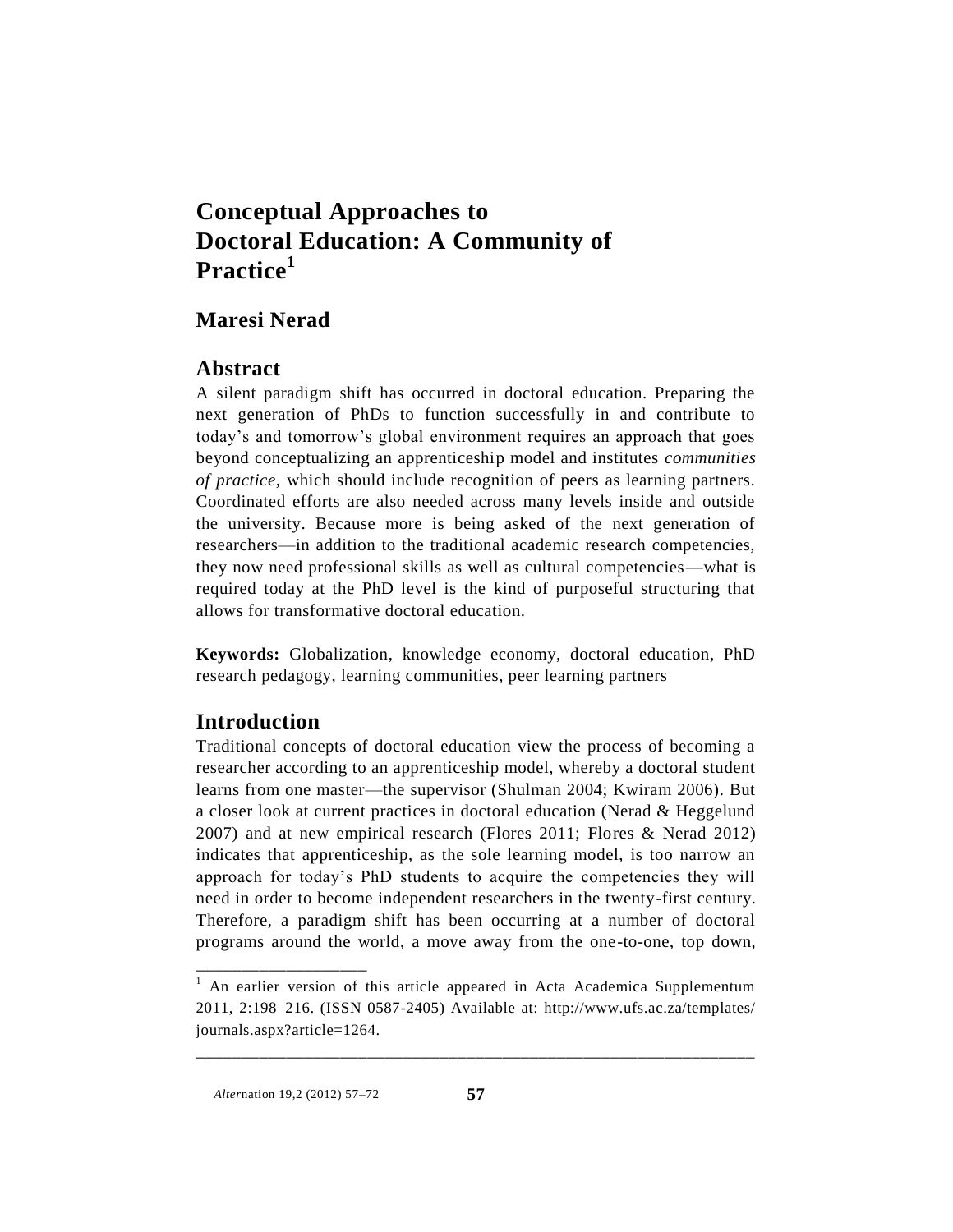# Conceptual Approaches to Doctoral Education: A Community of Practice[1]

## Maresi Nerad

## Abstract

A silent paradigm shift has occurred in doctoral education. Preparing the next generation of PhDs to function successfully in and contribute to today's and tomorrow's global environment requires an approach that goes beyond conceptualizing an apprenticeship model and institutes *communities of practice*, which should include recognition of peers as learning partners. Coordinated efforts are also needed across many levels inside and outside the university. Because more is being asked of the next generation of researchers—in addition to the traditional academic research competencies, they now need professional skills as well as cultural competencies—what is required today at the PhD level is the kind of purposeful structuring that allows for transformative doctoral education.

**Keywords:** Globalization, knowledge economy, doctoral education, PhD research pedagogy, learning communities, peer learning partners

## Introduction

Traditional concepts of doctoral education view the process of becoming a researcher according to an apprenticeship model, whereby a doctoral student learns from one master—the supervisor (Shulman 2004; Kwiram 2006). But a closer look at current practices in doctoral education (Nerad & Heggelund 2007) and at new empirical research (Flores 2011; Flores & Nerad 2012) indicates that apprenticeship, as the sole learning model, is too narrow an approach for today's PhD students to acquire the competencies they will need in order to become independent researchers in the twenty-first century. Therefore, a paradigm shift has been occurring at a number of doctoral programs around the world, a move away from the one-to-one, top down,

[1] An earlier version of this article appeared in Acta Academica Supplementum 2011, 2:198–216. (ISSN 0587-2405) Available at: http://www.ufs.ac.za/templates/journals.aspx?article=1264.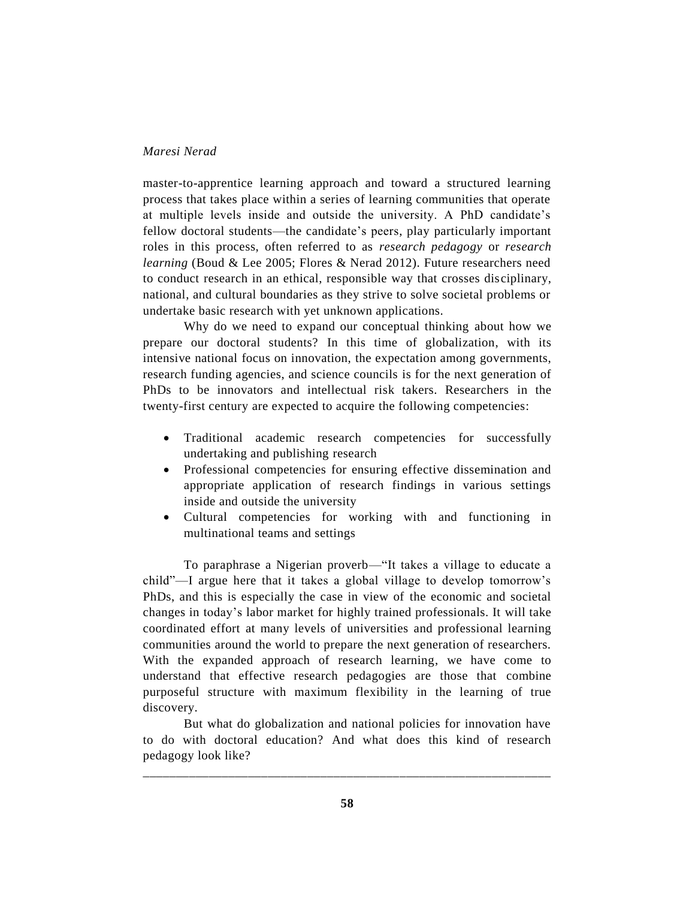master-to-apprentice learning approach and toward a structured learning process that takes place within a series of learning communities that operate at multiple levels inside and outside the university. A PhD candidate's fellow doctoral students—the candidate's peers, play particularly important roles in this process, often referred to as *research pedagogy* or *research learning* (Boud & Lee 2005; Flores & Nerad 2012). Future researchers need to conduct research in an ethical, responsible way that crosses disciplinary, national, and cultural boundaries as they strive to solve societal problems or undertake basic research with yet unknown applications.

Why do we need to expand our conceptual thinking about how we prepare our doctoral students? In this time of globalization, with its intensive national focus on innovation, the expectation among governments, research funding agencies, and science councils is for the next generation of PhDs to be innovators and intellectual risk takers. Researchers in the twenty-first century are expected to acquire the following competencies:

- Traditional academic research competencies for successfully undertaking and publishing research
- Professional competencies for ensuring effective dissemination and appropriate application of research findings in various settings inside and outside the university
- Cultural competencies for working with and functioning in multinational teams and settings

To paraphrase a Nigerian proverb—"It takes a village to educate a child"—I argue here that it takes a global village to develop tomorrow's PhDs, and this is especially the case in view of the economic and societal changes in today's labor market for highly trained professionals. It will take coordinated effort at many levels of universities and professional learning communities around the world to prepare the next generation of researchers. With the expanded approach of research learning, we have come to understand that effective research pedagogies are those that combine purposeful structure with maximum flexibility in the learning of true discovery.

But what do globalization and national policies for innovation have to do with doctoral education? And what does this kind of research pedagogy look like?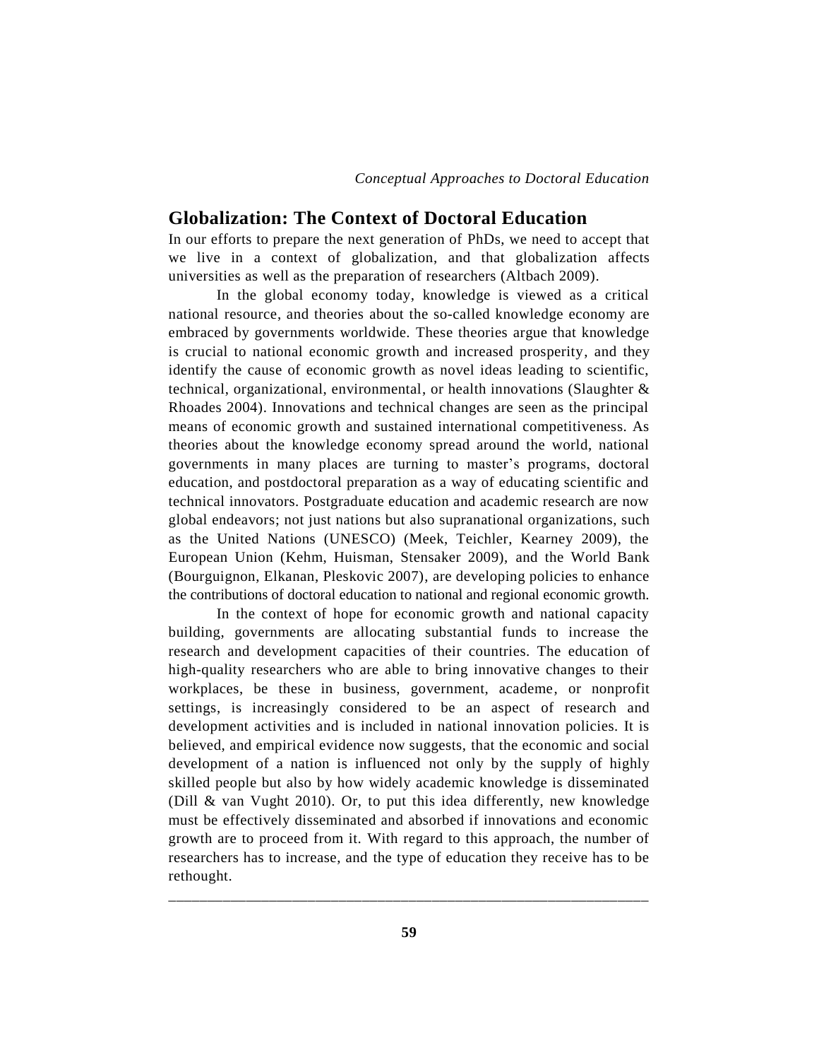## Globalization: The Context of Doctoral Education

In our efforts to prepare the next generation of PhDs, we need to accept that we live in a context of globalization, and that globalization affects universities as well as the preparation of researchers (Altbach 2009).

In the global economy today, knowledge is viewed as a critical national resource, and theories about the so-called knowledge economy are embraced by governments worldwide. These theories argue that knowledge is crucial to national economic growth and increased prosperity, and they identify the cause of economic growth as novel ideas leading to scientific, technical, organizational, environmental, or health innovations (Slaughter & Rhoades 2004). Innovations and technical changes are seen as the principal means of economic growth and sustained international competitiveness. As theories about the knowledge economy spread around the world, national governments in many places are turning to master's programs, doctoral education, and postdoctoral preparation as a way of educating scientific and technical innovators. Postgraduate education and academic research are now global endeavors; not just nations but also supranational organizations, such as the United Nations (UNESCO) (Meek, Teichler, Kearney 2009), the European Union (Kehm, Huisman, Stensaker 2009), and the World Bank (Bourguignon, Elkanan, Pleskovic 2007), are developing policies to enhance the contributions of doctoral education to national and regional economic growth.

In the context of hope for economic growth and national capacity building, governments are allocating substantial funds to increase the research and development capacities of their countries. The education of high-quality researchers who are able to bring innovative changes to their workplaces, be these in business, government, academe, or nonprofit settings, is increasingly considered to be an aspect of research and development activities and is included in national innovation policies. It is believed, and empirical evidence now suggests, that the economic and social development of a nation is influenced not only by the supply of highly skilled people but also by how widely academic knowledge is disseminated (Dill & van Vught 2010). Or, to put this idea differently, new knowledge must be effectively disseminated and absorbed if innovations and economic growth are to proceed from it. With regard to this approach, the number of researchers has to increase, and the type of education they receive has to be rethought.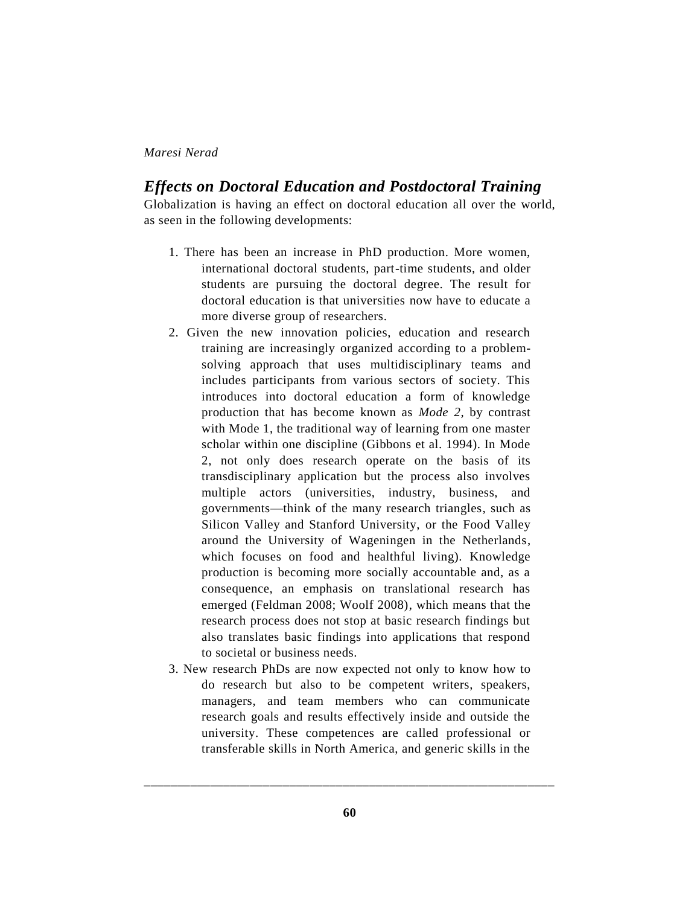## *Effects on Doctoral Education and Postdoctoral Training*

Globalization is having an effect on doctoral education all over the world, as seen in the following developments:

1. There has been an increase in PhD production. More women, international doctoral students, part-time students, and older students are pursuing the doctoral degree. The result for doctoral education is that universities now have to educate a more diverse group of researchers.
2. Given the new innovation policies, education and research training are increasingly organized according to a problem-solving approach that uses multidisciplinary teams and includes participants from various sectors of society. This introduces into doctoral education a form of knowledge production that has become known as *Mode 2*, by contrast with Mode 1, the traditional way of learning from one master scholar within one discipline (Gibbons et al. 1994). In Mode 2, not only does research operate on the basis of its transdisciplinary application but the process also involves multiple actors (universities, industry, business, and governments—think of the many research triangles, such as Silicon Valley and Stanford University, or the Food Valley around the University of Wageningen in the Netherlands, which focuses on food and healthful living). Knowledge production is becoming more socially accountable and, as a consequence, an emphasis on translational research has emerged (Feldman 2008; Woolf 2008), which means that the research process does not stop at basic research findings but also translates basic findings into applications that respond to societal or business needs.
3. New research PhDs are now expected not only to know how to do research but also to be competent writers, speakers, managers, and team members who can communicate research goals and results effectively inside and outside the university. These competences are called professional or transferable skills in North America, and generic skills in the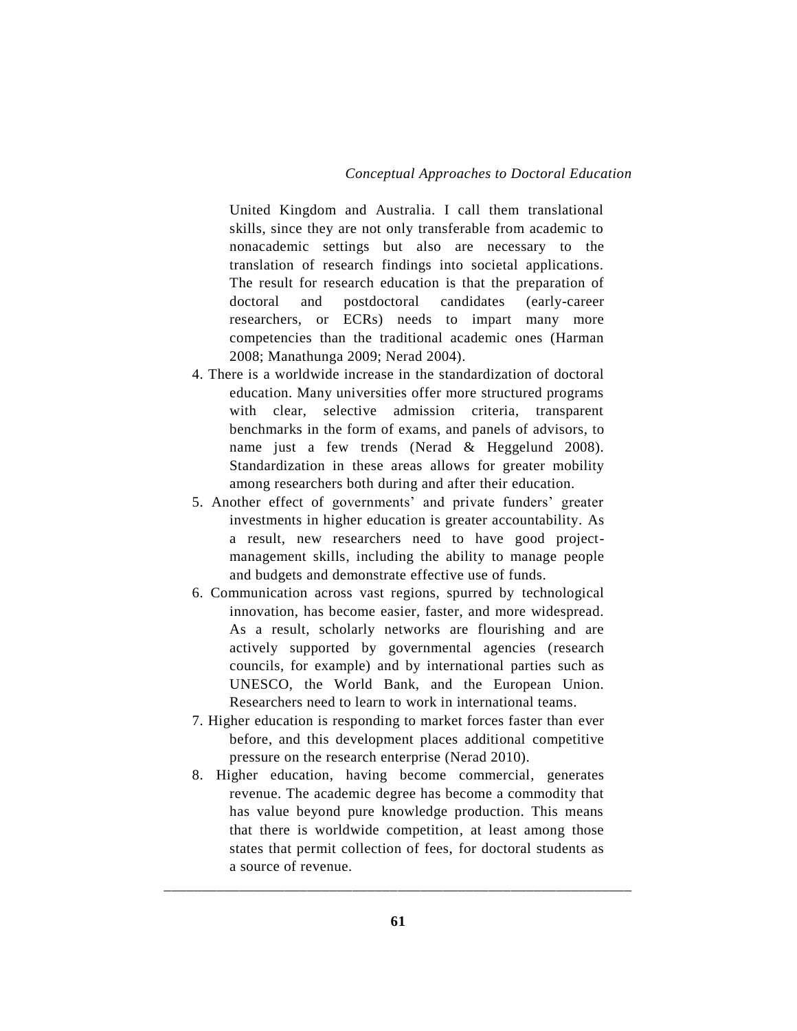United Kingdom and Australia. I call them translational skills, since they are not only transferable from academic to nonacademic settings but also are necessary to the translation of research findings into societal applications. The result for research education is that the preparation of doctoral and postdoctoral candidates (early-career researchers, or ECRs) needs to impart many more competencies than the traditional academic ones (Harman 2008; Manathunga 2009; Nerad 2004).

4. There is a worldwide increase in the standardization of doctoral education. Many universities offer more structured programs with clear, selective admission criteria, transparent benchmarks in the form of exams, and panels of advisors, to name just a few trends (Nerad & Heggelund 2008). Standardization in these areas allows for greater mobility among researchers both during and after their education.
5. Another effect of governments' and private funders' greater investments in higher education is greater accountability. As a result, new researchers need to have good project-management skills, including the ability to manage people and budgets and demonstrate effective use of funds.
6. Communication across vast regions, spurred by technological innovation, has become easier, faster, and more widespread. As a result, scholarly networks are flourishing and are actively supported by governmental agencies (research councils, for example) and by international parties such as UNESCO, the World Bank, and the European Union. Researchers need to learn to work in international teams.
7. Higher education is responding to market forces faster than ever before, and this development places additional competitive pressure on the research enterprise (Nerad 2010).
8. Higher education, having become commercial, generates revenue. The academic degree has become a commodity that has value beyond pure knowledge production. This means that there is worldwide competition, at least among those states that permit collection of fees, for doctoral students as a source of revenue.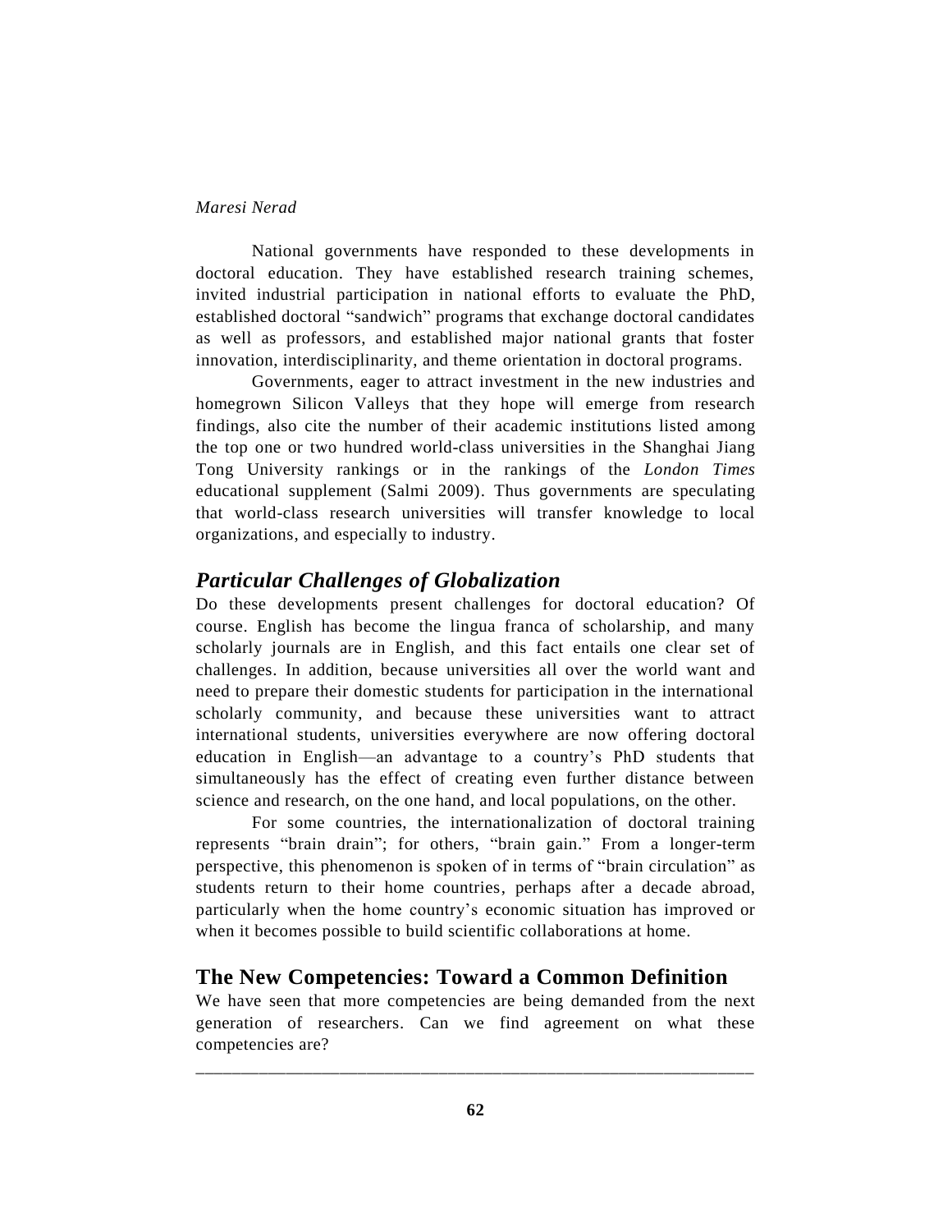National governments have responded to these developments in doctoral education. They have established research training schemes, invited industrial participation in national efforts to evaluate the PhD, established doctoral "sandwich" programs that exchange doctoral candidates as well as professors, and established major national grants that foster innovation, interdisciplinarity, and theme orientation in doctoral programs.

Governments, eager to attract investment in the new industries and homegrown Silicon Valleys that they hope will emerge from research findings, also cite the number of their academic institutions listed among the top one or two hundred world-class universities in the Shanghai Jiang Tong University rankings or in the rankings of the *London Times* educational supplement (Salmi 2009). Thus governments are speculating that world-class research universities will transfer knowledge to local organizations, and especially to industry.

## *Particular Challenges of Globalization*

Do these developments present challenges for doctoral education? Of course. English has become the lingua franca of scholarship, and many scholarly journals are in English, and this fact entails one clear set of challenges. In addition, because universities all over the world want and need to prepare their domestic students for participation in the international scholarly community, and because these universities want to attract international students, universities everywhere are now offering doctoral education in English—an advantage to a country's PhD students that simultaneously has the effect of creating even further distance between science and research, on the one hand, and local populations, on the other.

For some countries, the internationalization of doctoral training represents "brain drain"; for others, "brain gain." From a longer-term perspective, this phenomenon is spoken of in terms of "brain circulation" as students return to their home countries, perhaps after a decade abroad, particularly when the home country's economic situation has improved or when it becomes possible to build scientific collaborations at home.

## The New Competencies: Toward a Common Definition

We have seen that more competencies are being demanded from the next generation of researchers. Can we find agreement on what these competencies are?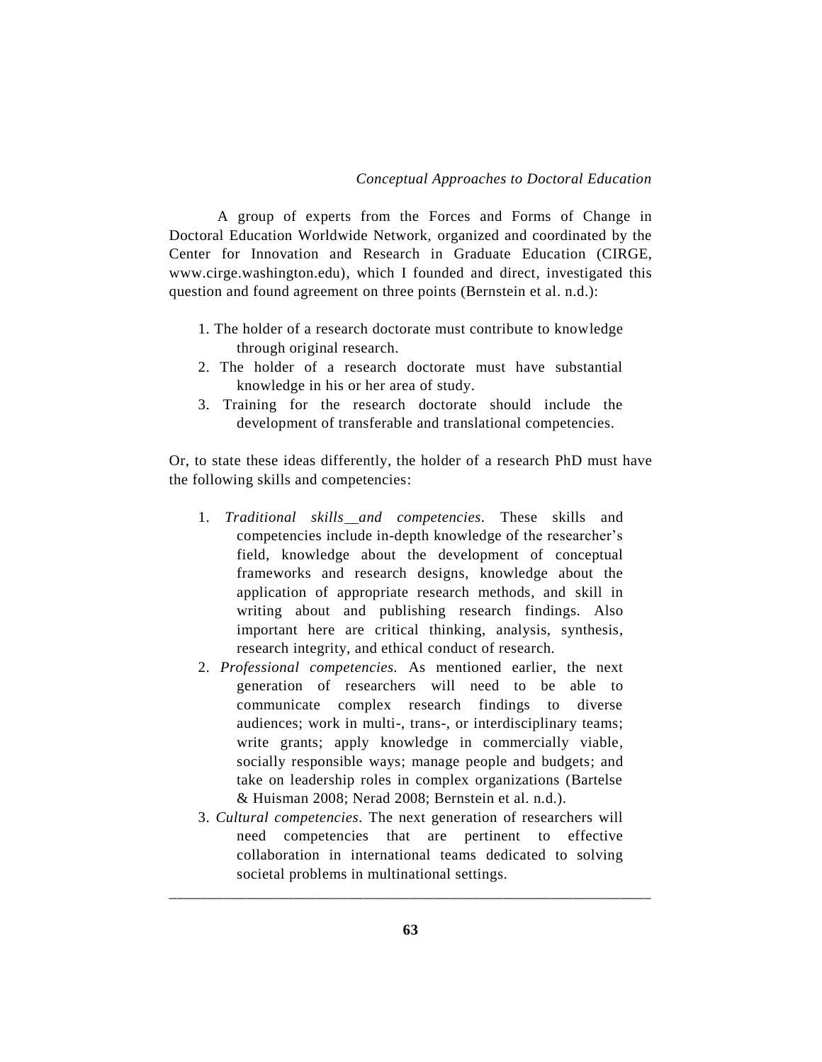A group of experts from the Forces and Forms of Change in Doctoral Education Worldwide Network, organized and coordinated by the Center for Innovation and Research in Graduate Education (CIRGE, www.cirge.washington.edu), which I founded and direct, investigated this question and found agreement on three points (Bernstein et al. n.d.):

1. The holder of a research doctorate must contribute to knowledge through original research.
2. The holder of a research doctorate must have substantial knowledge in his or her area of study.
3. Training for the research doctorate should include the development of transferable and translational competencies.

Or, to state these ideas differently, the holder of a research PhD must have the following skills and competencies:

1. *Traditional skills and competencies*. These skills and competencies include in-depth knowledge of the researcher's field, knowledge about the development of conceptual frameworks and research designs, knowledge about the application of appropriate research methods, and skill in writing about and publishing research findings. Also important here are critical thinking, analysis, synthesis, research integrity, and ethical conduct of research.
2. *Professional competencies*. As mentioned earlier, the next generation of researchers will need to be able to communicate complex research findings to diverse audiences; work in multi-, trans-, or interdisciplinary teams; write grants; apply knowledge in commercially viable, socially responsible ways; manage people and budgets; and take on leadership roles in complex organizations (Bartelse & Huisman 2008; Nerad 2008; Bernstein et al. n.d.).
3. *Cultural competencies*. The next generation of researchers will need competencies that are pertinent to effective collaboration in international teams dedicated to solving societal problems in multinational settings.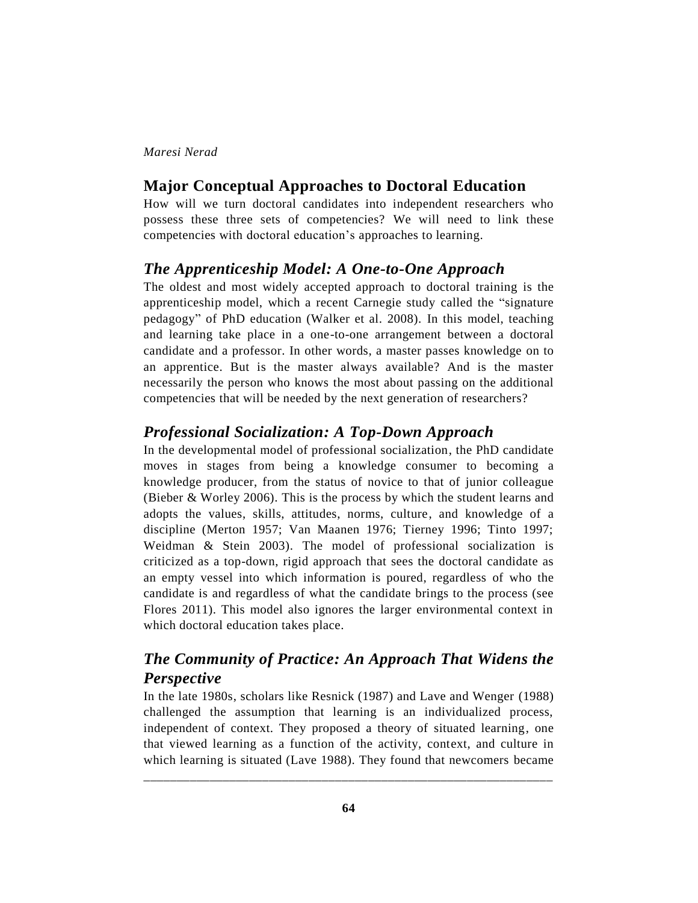## Major Conceptual Approaches to Doctoral Education

How will we turn doctoral candidates into independent researchers who possess these three sets of competencies? We will need to link these competencies with doctoral education's approaches to learning.

### *The Apprenticeship Model: A One-to-One Approach*

The oldest and most widely accepted approach to doctoral training is the apprenticeship model, which a recent Carnegie study called the "signature pedagogy" of PhD education (Walker et al. 2008). In this model, teaching and learning take place in a one-to-one arrangement between a doctoral candidate and a professor. In other words, a master passes knowledge on to an apprentice. But is the master always available? And is the master necessarily the person who knows the most about passing on the additional competencies that will be needed by the next generation of researchers?

### *Professional Socialization: A Top-Down Approach*

In the developmental model of professional socialization, the PhD candidate moves in stages from being a knowledge consumer to becoming a knowledge producer, from the status of novice to that of junior colleague (Bieber & Worley 2006). This is the process by which the student learns and adopts the values, skills, attitudes, norms, culture, and knowledge of a discipline (Merton 1957; Van Maanen 1976; Tierney 1996; Tinto 1997; Weidman & Stein 2003). The model of professional socialization is criticized as a top-down, rigid approach that sees the doctoral candidate as an empty vessel into which information is poured, regardless of who the candidate is and regardless of what the candidate brings to the process (see Flores 2011). This model also ignores the larger environmental context in which doctoral education takes place.

### *The Community of Practice: An Approach That Widens the Perspective*

In the late 1980s, scholars like Resnick (1987) and Lave and Wenger (1988) challenged the assumption that learning is an individualized process, independent of context. They proposed a theory of situated learning, one that viewed learning as a function of the activity, context, and culture in which learning is situated (Lave 1988). They found that newcomers became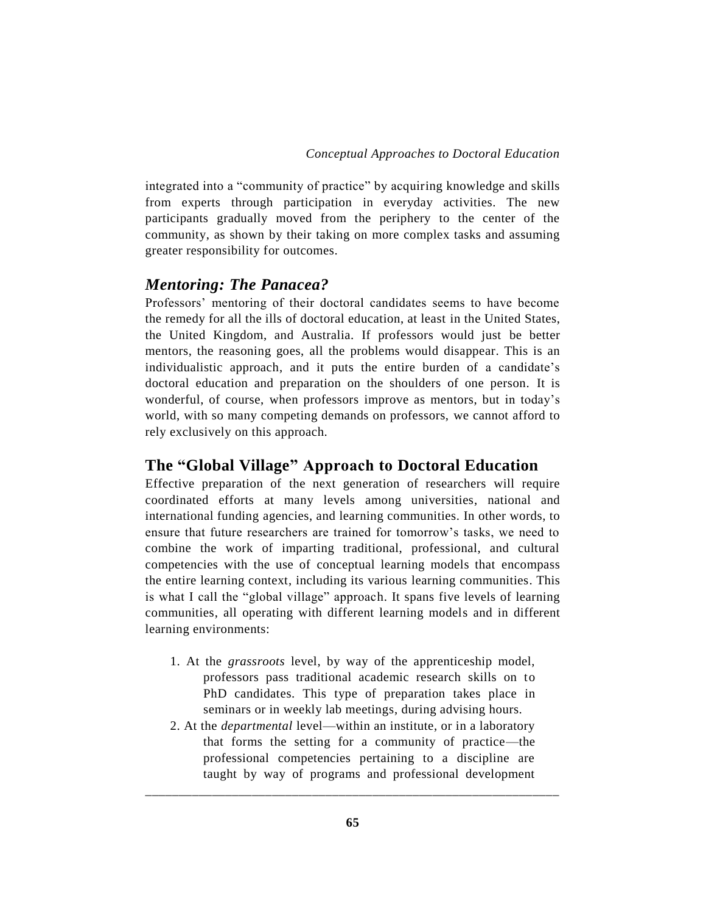integrated into a "community of practice" by acquiring knowledge and skills from experts through participation in everyday activities. The new participants gradually moved from the periphery to the center of the community, as shown by their taking on more complex tasks and assuming greater responsibility for outcomes.

### *Mentoring: The Panacea?*

Professors' mentoring of their doctoral candidates seems to have become the remedy for all the ills of doctoral education, at least in the United States, the United Kingdom, and Australia. If professors would just be better mentors, the reasoning goes, all the problems would disappear. This is an individualistic approach, and it puts the entire burden of a candidate's doctoral education and preparation on the shoulders of one person. It is wonderful, of course, when professors improve as mentors, but in today's world, with so many competing demands on professors, we cannot afford to rely exclusively on this approach.

## The "Global Village" Approach to Doctoral Education

Effective preparation of the next generation of researchers will require coordinated efforts at many levels among universities, national and international funding agencies, and learning communities. In other words, to ensure that future researchers are trained for tomorrow's tasks, we need to combine the work of imparting traditional, professional, and cultural competencies with the use of conceptual learning models that encompass the entire learning context, including its various learning communities. This is what I call the "global village" approach. It spans five levels of learning communities, all operating with different learning models and in different learning environments:

1. At the *grassroots* level, by way of the apprenticeship model, professors pass traditional academic research skills on to PhD candidates. This type of preparation takes place in seminars or in weekly lab meetings, during advising hours.
2. At the *departmental* level—within an institute, or in a laboratory that forms the setting for a community of practice—the professional competencies pertaining to a discipline are taught by way of programs and professional development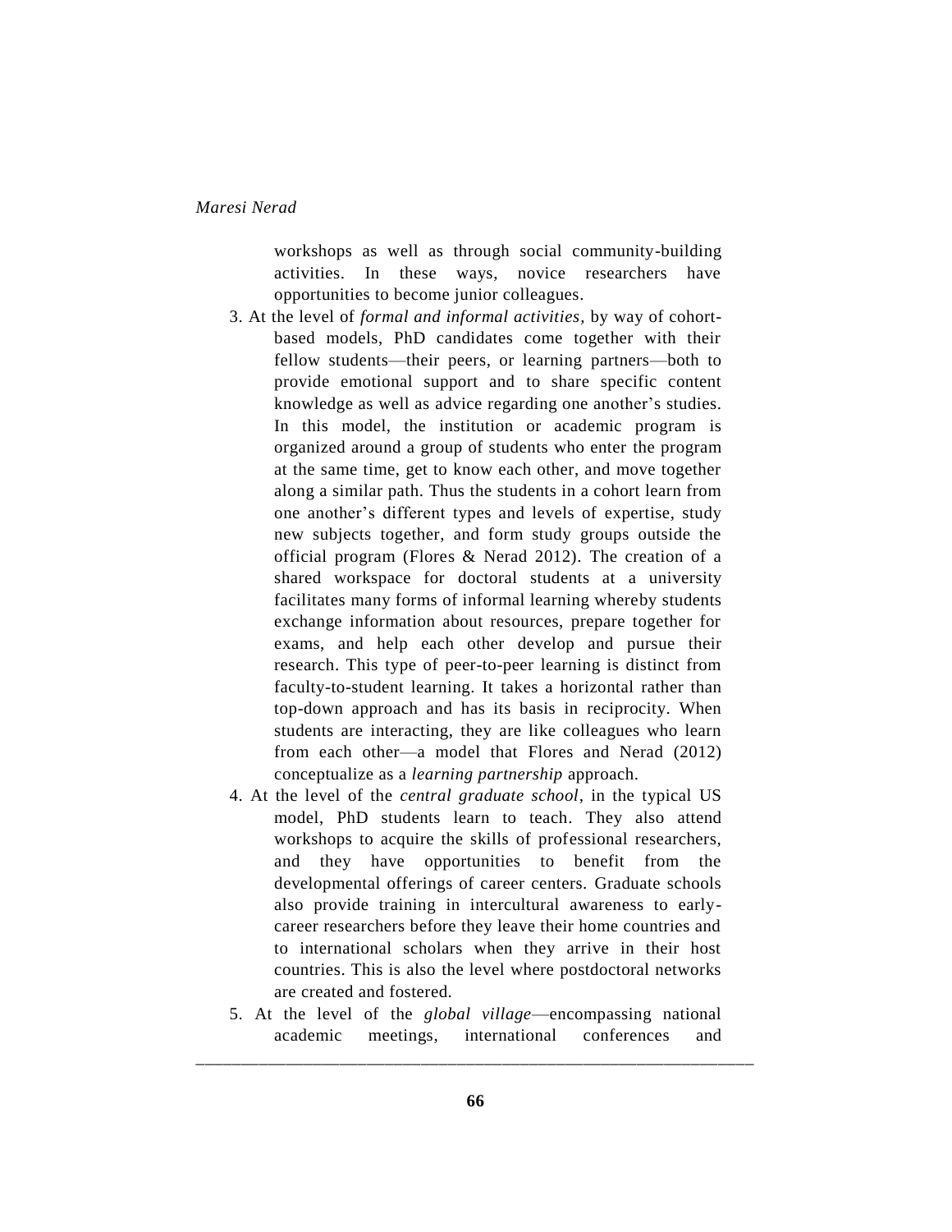workshops as well as through social community-building activities. In these ways, novice researchers have opportunities to become junior colleagues.

3. At the level of *formal and informal activities*, by way of cohort-based models, PhD candidates come together with their fellow students—their peers, or learning partners—both to provide emotional support and to share specific content knowledge as well as advice regarding one another's studies. In this model, the institution or academic program is organized around a group of students who enter the program at the same time, get to know each other, and move together along a similar path. Thus the students in a cohort learn from one another's different types and levels of expertise, study new subjects together, and form study groups outside the official program (Flores & Nerad 2012). The creation of a shared workspace for doctoral students at a university facilitates many forms of informal learning whereby students exchange information about resources, prepare together for exams, and help each other develop and pursue their research. This type of peer-to-peer learning is distinct from faculty-to-student learning. It takes a horizontal rather than top-down approach and has its basis in reciprocity. When students are interacting, they are like colleagues who learn from each other—a model that Flores and Nerad (2012) conceptualize as a *learning partnership* approach.
4. At the level of the *central graduate school*, in the typical US model, PhD students learn to teach. They also attend workshops to acquire the skills of professional researchers, and they have opportunities to benefit from the developmental offerings of career centers. Graduate schools also provide training in intercultural awareness to early-career researchers before they leave their home countries and to international scholars when they arrive in their host countries. This is also the level where postdoctoral networks are created and fostered.
5. At the level of the *global village*—encompassing national academic meetings, international conferences and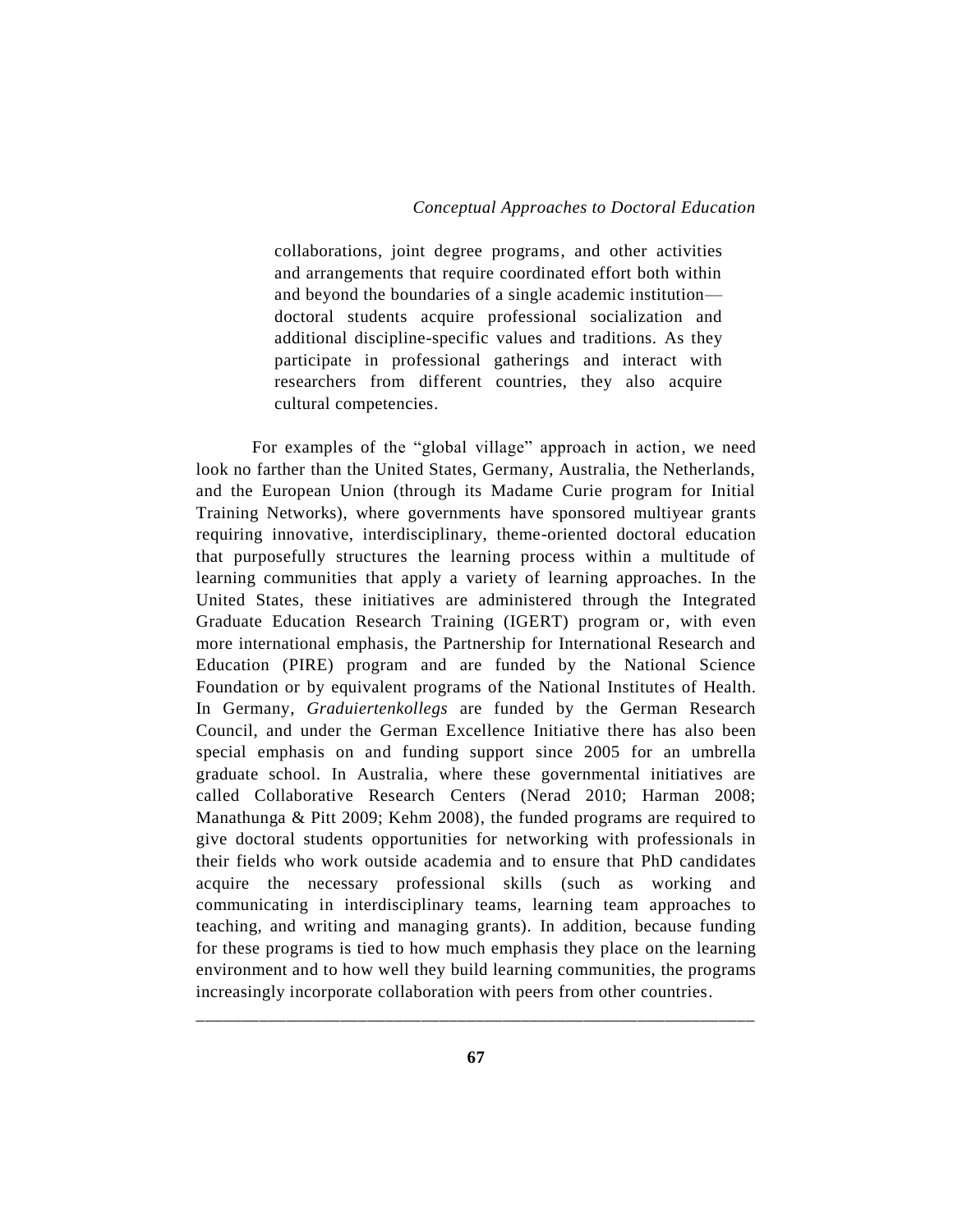> collaborations, joint degree programs, and other activities and arrangements that require coordinated effort both within and beyond the boundaries of a single academic institution—doctoral students acquire professional socialization and additional discipline-specific values and traditions. As they participate in professional gatherings and interact with researchers from different countries, they also acquire cultural competencies.

For examples of the "global village" approach in action, we need look no farther than the United States, Germany, Australia, the Netherlands, and the European Union (through its Madame Curie program for Initial Training Networks), where governments have sponsored multiyear grants requiring innovative, interdisciplinary, theme-oriented doctoral education that purposefully structures the learning process within a multitude of learning communities that apply a variety of learning approaches. In the United States, these initiatives are administered through the Integrated Graduate Education Research Training (IGERT) program or, with even more international emphasis, the Partnership for International Research and Education (PIRE) program and are funded by the National Science Foundation or by equivalent programs of the National Institutes of Health. In Germany, *Graduiertenkollegs* are funded by the German Research Council, and under the German Excellence Initiative there has also been special emphasis on and funding support since 2005 for an umbrella graduate school. In Australia, where these governmental initiatives are called Collaborative Research Centers (Nerad 2010; Harman 2008; Manathunga & Pitt 2009; Kehm 2008), the funded programs are required to give doctoral students opportunities for networking with professionals in their fields who work outside academia and to ensure that PhD candidates acquire the necessary professional skills (such as working and communicating in interdisciplinary teams, learning team approaches to teaching, and writing and managing grants). In addition, because funding for these programs is tied to how much emphasis they place on the learning environment and to how well they build learning communities, the programs increasingly incorporate collaboration with peers from other countries.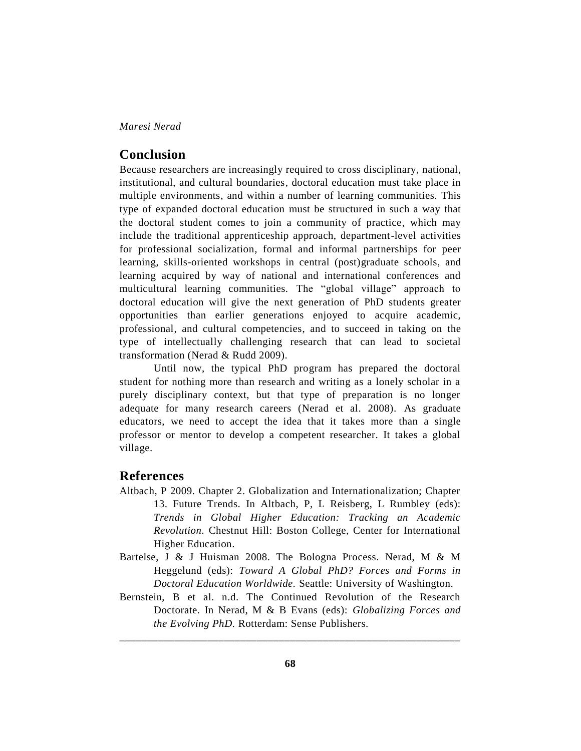## Conclusion

Because researchers are increasingly required to cross disciplinary, national, institutional, and cultural boundaries, doctoral education must take place in multiple environments, and within a number of learning communities. This type of expanded doctoral education must be structured in such a way that the doctoral student comes to join a community of practice, which may include the traditional apprenticeship approach, department-level activities for professional socialization, formal and informal partnerships for peer learning, skills-oriented workshops in central (post)graduate schools, and learning acquired by way of national and international conferences and multicultural learning communities. The "global village" approach to doctoral education will give the next generation of PhD students greater opportunities than earlier generations enjoyed to acquire academic, professional, and cultural competencies, and to succeed in taking on the type of intellectually challenging research that can lead to societal transformation (Nerad & Rudd 2009).

Until now, the typical PhD program has prepared the doctoral student for nothing more than research and writing as a lonely scholar in a purely disciplinary context, but that type of preparation is no longer adequate for many research careers (Nerad et al. 2008). As graduate educators, we need to accept the idea that it takes more than a single professor or mentor to develop a competent researcher. It takes a global village.

## References

Altbach, P 2009. Chapter 2. Globalization and Internationalization; Chapter 13. Future Trends. In Altbach, P, L Reisberg, L Rumbley (eds): *Trends in Global Higher Education: Tracking an Academic Revolution.* Chestnut Hill: Boston College, Center for International Higher Education.

Bartelse, J & J Huisman 2008. The Bologna Process. Nerad, M & M Heggelund (eds): *Toward A Global PhD? Forces and Forms in Doctoral Education Worldwide.* Seattle: University of Washington.

Bernstein, B et al. n.d. The Continued Revolution of the Research Doctorate. In Nerad, M & B Evans (eds): *Globalizing Forces and the Evolving PhD.* Rotterdam: Sense Publishers.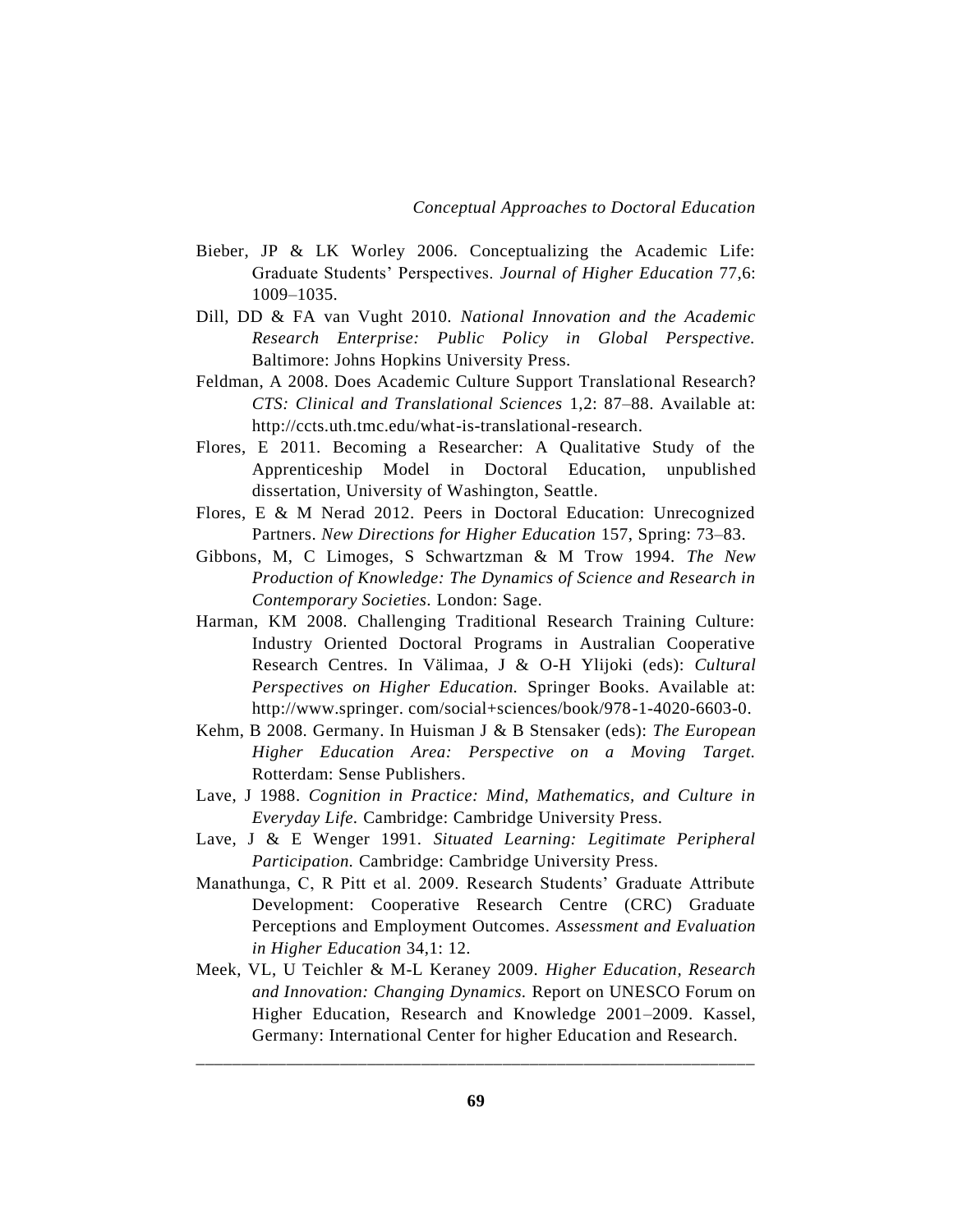Bieber, JP & LK Worley 2006. Conceptualizing the Academic Life: Graduate Students' Perspectives. *Journal of Higher Education* 77,6: 1009–1035.

Dill, DD & FA van Vught 2010. *National Innovation and the Academic Research Enterprise: Public Policy in Global Perspective.* Baltimore: Johns Hopkins University Press.

Feldman, A 2008. Does Academic Culture Support Translational Research? *CTS: Clinical and Translational Sciences* 1,2: 87–88. Available at: http://ccts.uth.tmc.edu/what-is-translational-research.

Flores, E 2011. Becoming a Researcher: A Qualitative Study of the Apprenticeship Model in Doctoral Education, unpublished dissertation, University of Washington, Seattle.

Flores, E & M Nerad 2012. Peers in Doctoral Education: Unrecognized Partners. *New Directions for Higher Education* 157, Spring: 73–83.

Gibbons, M, C Limoges, S Schwartzman & M Trow 1994. *The New Production of Knowledge: The Dynamics of Science and Research in Contemporary Societies.* London: Sage.

Harman, KM 2008. Challenging Traditional Research Training Culture: Industry Oriented Doctoral Programs in Australian Cooperative Research Centres. In Välimaa, J & O-H Ylijoki (eds): *Cultural Perspectives on Higher Education.* Springer Books. Available at: http://www.springer. com/social+sciences/book/978-1-4020-6603-0.

Kehm, B 2008. Germany. In Huisman J & B Stensaker (eds): *The European Higher Education Area: Perspective on a Moving Target.* Rotterdam: Sense Publishers.

Lave, J 1988. *Cognition in Practice: Mind, Mathematics, and Culture in Everyday Life.* Cambridge: Cambridge University Press.

Lave, J & E Wenger 1991. *Situated Learning: Legitimate Peripheral Participation.* Cambridge: Cambridge University Press.

Manathunga, C, R Pitt et al. 2009. Research Students' Graduate Attribute Development: Cooperative Research Centre (CRC) Graduate Perceptions and Employment Outcomes. *Assessment and Evaluation in Higher Education* 34,1: 12.

Meek, VL, U Teichler & M-L Keraney 2009. *Higher Education, Research and Innovation: Changing Dynamics.* Report on UNESCO Forum on Higher Education, Research and Knowledge 2001–2009. Kassel, Germany: International Center for higher Education and Research.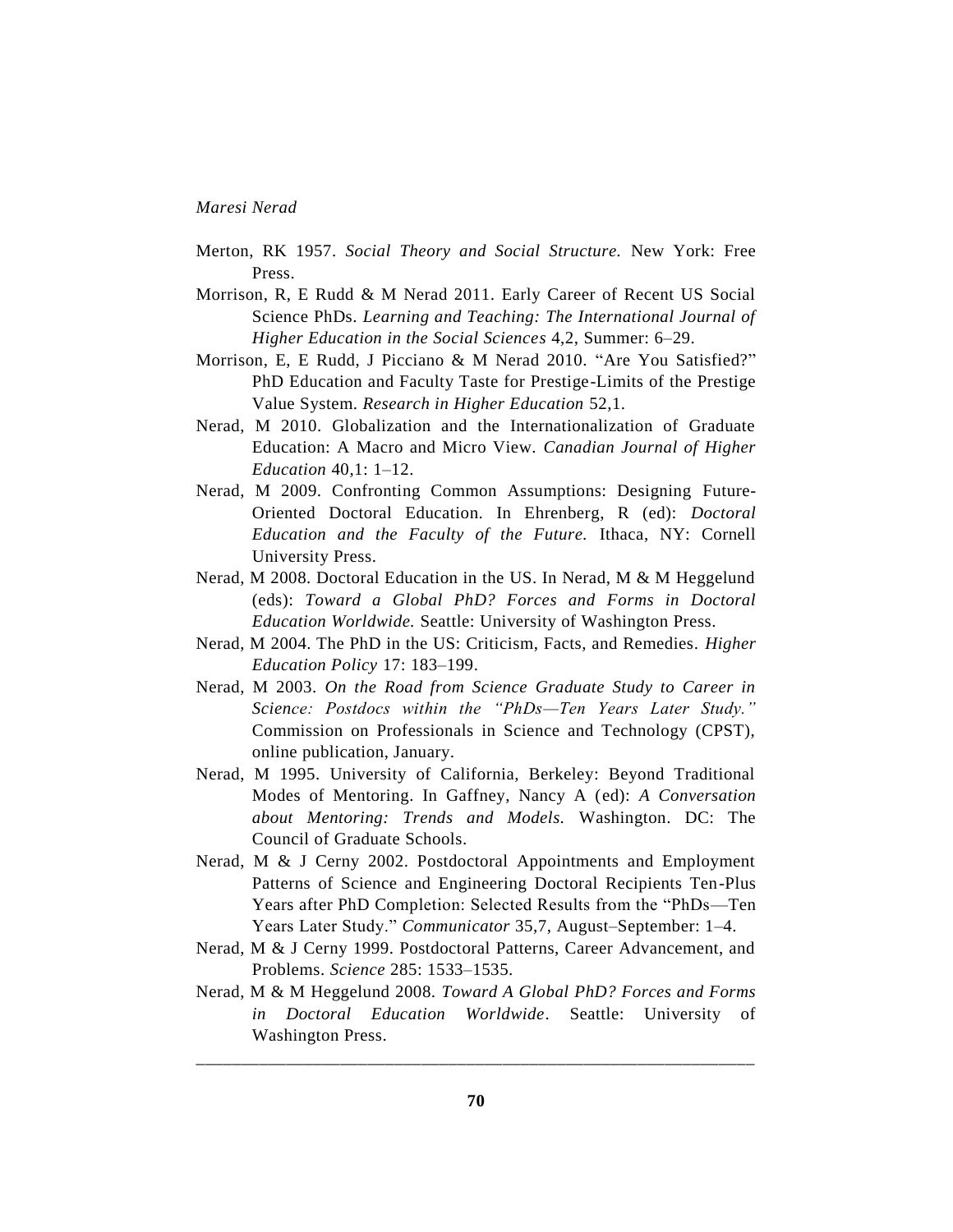Merton, RK 1957. *Social Theory and Social Structure.* New York: Free Press.

Morrison, R, E Rudd & M Nerad 2011. Early Career of Recent US Social Science PhDs. *Learning and Teaching: The International Journal of Higher Education in the Social Sciences* 4,2, Summer: 6–29.

Morrison, E, E Rudd, J Picciano & M Nerad 2010. "Are You Satisfied?" PhD Education and Faculty Taste for Prestige-Limits of the Prestige Value System. *Research in Higher Education* 52,1.

Nerad, M 2010. Globalization and the Internationalization of Graduate Education: A Macro and Micro View. *Canadian Journal of Higher Education* 40,1: 1–12.

Nerad, M 2009. Confronting Common Assumptions: Designing Future-Oriented Doctoral Education. In Ehrenberg, R (ed): *Doctoral Education and the Faculty of the Future.* Ithaca, NY: Cornell University Press.

Nerad, M 2008. Doctoral Education in the US. In Nerad, M & M Heggelund (eds): *Toward a Global PhD? Forces and Forms in Doctoral Education Worldwide.* Seattle: University of Washington Press.

Nerad, M 2004. The PhD in the US: Criticism, Facts, and Remedies. *Higher Education Policy* 17: 183–199.

Nerad, M 2003. *On the Road from Science Graduate Study to Career in Science: Postdocs within the "PhDs—Ten Years Later Study."* Commission on Professionals in Science and Technology (CPST), online publication, January.

Nerad, M 1995. University of California, Berkeley: Beyond Traditional Modes of Mentoring. In Gaffney, Nancy A (ed): *A Conversation about Mentoring: Trends and Models.* Washington. DC: The Council of Graduate Schools.

Nerad, M & J Cerny 2002. Postdoctoral Appointments and Employment Patterns of Science and Engineering Doctoral Recipients Ten-Plus Years after PhD Completion: Selected Results from the "PhDs—Ten Years Later Study." *Communicator* 35,7, August–September: 1–4.

Nerad, M & J Cerny 1999. Postdoctoral Patterns, Career Advancement, and Problems. *Science* 285: 1533–1535.

Nerad, M & M Heggelund 2008. *Toward A Global PhD? Forces and Forms in Doctoral Education Worldwide*. Seattle: University of Washington Press.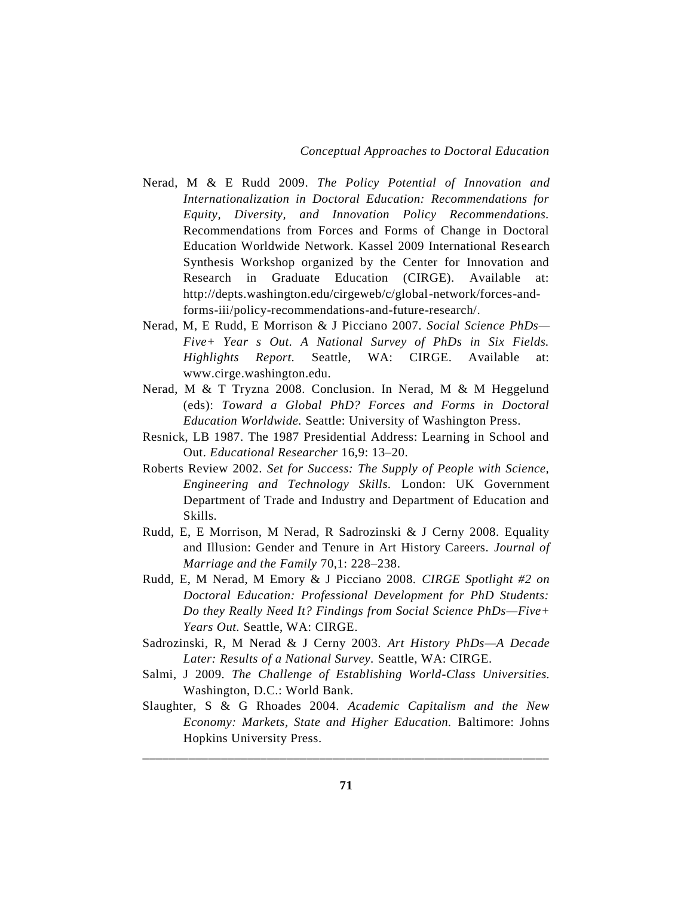Nerad, M & E Rudd 2009. *The Policy Potential of Innovation and Internationalization in Doctoral Education: Recommendations for Equity, Diversity, and Innovation Policy Recommendations.* Recommendations from Forces and Forms of Change in Doctoral Education Worldwide Network. Kassel 2009 International Research Synthesis Workshop organized by the Center for Innovation and Research in Graduate Education (CIRGE). Available at: http://depts.washington.edu/cirgeweb/c/global-network/forces-and-forms-iii/policy-recommendations-and-future-research/.

Nerad, M, E Rudd, E Morrison & J Picciano 2007. *Social Science PhDs—Five+ Year s Out. A National Survey of PhDs in Six Fields. Highlights Report.* Seattle, WA: CIRGE. Available at: www.cirge.washington.edu.

Nerad, M & T Tryzna 2008. Conclusion. In Nerad, M & M Heggelund (eds): *Toward a Global PhD? Forces and Forms in Doctoral Education Worldwide.* Seattle: University of Washington Press.

Resnick, LB 1987. The 1987 Presidential Address: Learning in School and Out. *Educational Researcher* 16,9: 13–20.

Roberts Review 2002. *Set for Success: The Supply of People with Science, Engineering and Technology Skills.* London: UK Government Department of Trade and Industry and Department of Education and Skills.

Rudd, E, E Morrison, M Nerad, R Sadrozinski & J Cerny 2008. Equality and Illusion: Gender and Tenure in Art History Careers. *Journal of Marriage and the Family* 70,1: 228–238.

Rudd, E, M Nerad, M Emory & J Picciano 2008. *CIRGE Spotlight #2 on Doctoral Education: Professional Development for PhD Students: Do they Really Need It? Findings from Social Science PhDs—Five+ Years Out.* Seattle, WA: CIRGE.

Sadrozinski, R, M Nerad & J Cerny 2003. *Art History PhDs—A Decade Later: Results of a National Survey.* Seattle, WA: CIRGE.

Salmi, J 2009. *The Challenge of Establishing World-Class Universities.* Washington, D.C.: World Bank.

Slaughter, S & G Rhoades 2004. *Academic Capitalism and the New Economy: Markets, State and Higher Education.* Baltimore: Johns Hopkins University Press.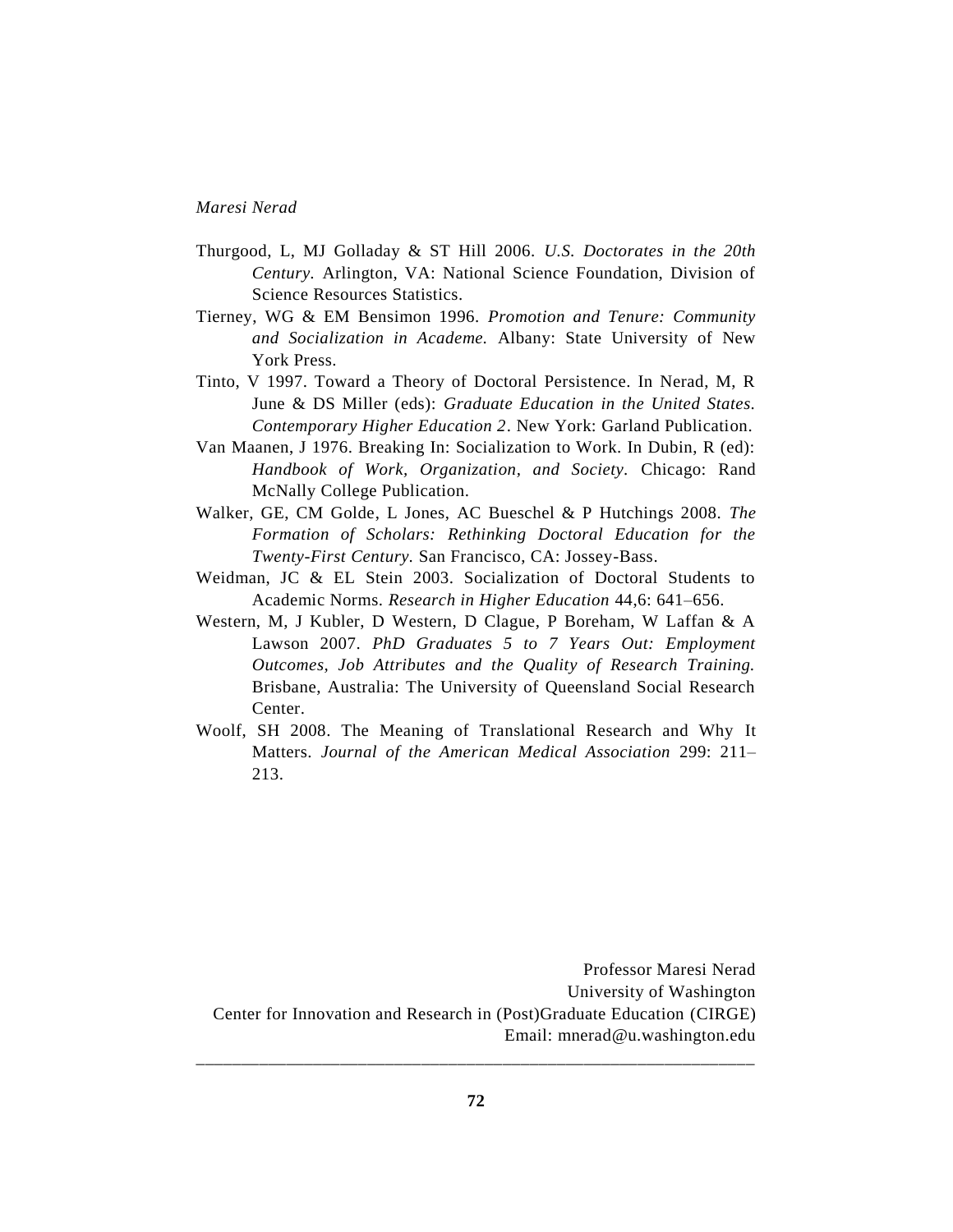Thurgood, L, MJ Golladay & ST Hill 2006. *U.S. Doctorates in the 20th Century*. Arlington, VA: National Science Foundation, Division of Science Resources Statistics.

Tierney, WG & EM Bensimon 1996. *Promotion and Tenure: Community and Socialization in Academe.* Albany: State University of New York Press.

Tinto, V 1997. Toward a Theory of Doctoral Persistence. In Nerad, M, R June & DS Miller (eds): *Graduate Education in the United States. Contemporary Higher Education 2*. New York: Garland Publication.

Van Maanen, J 1976. Breaking In: Socialization to Work. In Dubin, R (ed): *Handbook of Work, Organization, and Society*. Chicago: Rand McNally College Publication.

Walker, GE, CM Golde, L Jones, AC Bueschel & P Hutchings 2008. *The Formation of Scholars: Rethinking Doctoral Education for the Twenty-First Century*. San Francisco, CA: Jossey-Bass.

Weidman, JC & EL Stein 2003. Socialization of Doctoral Students to Academic Norms. *Research in Higher Education* 44,6: 641–656.

Western, M, J Kubler, D Western, D Clague, P Boreham, W Laffan & A Lawson 2007. *PhD Graduates 5 to 7 Years Out: Employment Outcomes, Job Attributes and the Quality of Research Training.* Brisbane, Australia: The University of Queensland Social Research Center.

Woolf, SH 2008. The Meaning of Translational Research and Why It Matters. *Journal of the American Medical Association* 299: 211–213.

Professor Maresi Nerad
University of Washington
Center for Innovation and Research in (Post)Graduate Education (CIRGE)
Email: mnerad@u.washington.edu